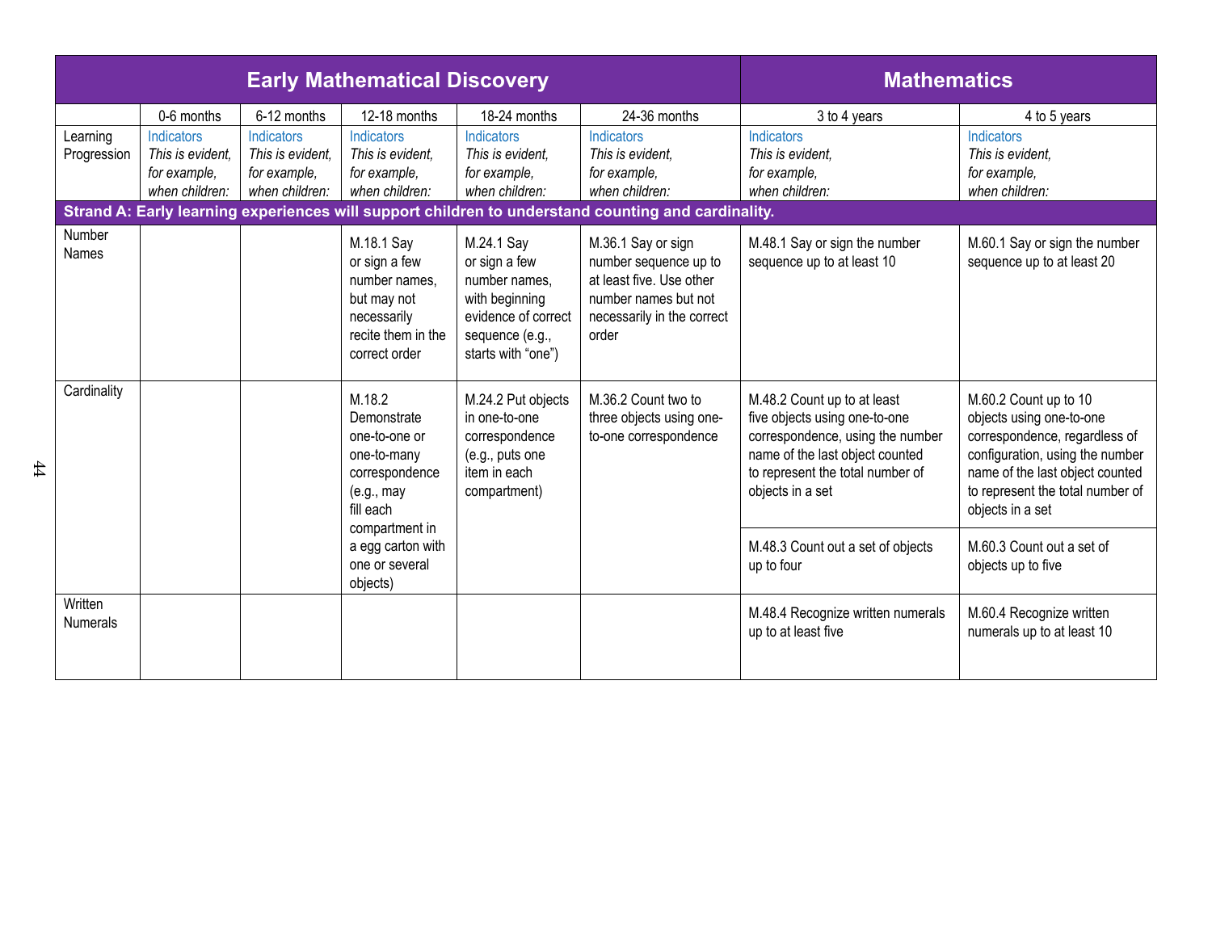| | Early Mathematical Discovery | | | | | Mathematics | |
|---|---|---|---|---|---|---|---|
| | 0-6 months | 6-12 months | 12-18 months | 18-24 months | 24-36 months | 3 to 4 years | 4 to 5 years |
| Learning Progression | Indicators *This is evident, for example, when children:* | Indicators *This is evident, for example, when children:* | Indicators *This is evident, for example, when children:* | Indicators *This is evident, for example, when children:* | Indicators *This is evident, for example, when children:* | Indicators *This is evident, for example, when children:* | Indicators *This is evident, for example, when children:* |
| **Strand A: Early learning experiences will support children to understand counting and cardinality.** | | | | | | | |
| Number Names | | | M.18.1 Say or sign a few number names, but may not necessarily recite them in the correct order | M.24.1 Say or sign a few number names, with beginning evidence of correct sequence (e.g., starts with "one") | M.36.1 Say or sign number sequence up to at least five. Use other number names but not necessarily in the correct order | M.48.1 Say or sign the number sequence up to at least 10 | M.60.1 Say or sign the number sequence up to at least 20 |
| Cardinality | | | M.18.2 Demonstrate one-to-one or one-to-many correspondence (e.g., may fill each compartment in a egg carton with one or several objects) | M.24.2 Put objects in one-to-one correspondence (e.g., puts one item in each compartment) | M.36.2 Count two to three objects using one-to-one correspondence | M.48.2 Count up to at least five objects using one-to-one correspondence, using the number name of the last object counted to represent the total number of objects in a set | M.60.2 Count up to 10 objects using one-to-one correspondence, regardless of configuration, using the number name of the last object counted to represent the total number of objects in a set |
| | | | | | | M.48.3 Count out a set of objects up to four | M.60.3 Count out a set of objects up to five |
| Written Numerals | | | | | | M.48.4 Recognize written numerals up to at least five | M.60.4 Recognize written numerals up to at least 10 |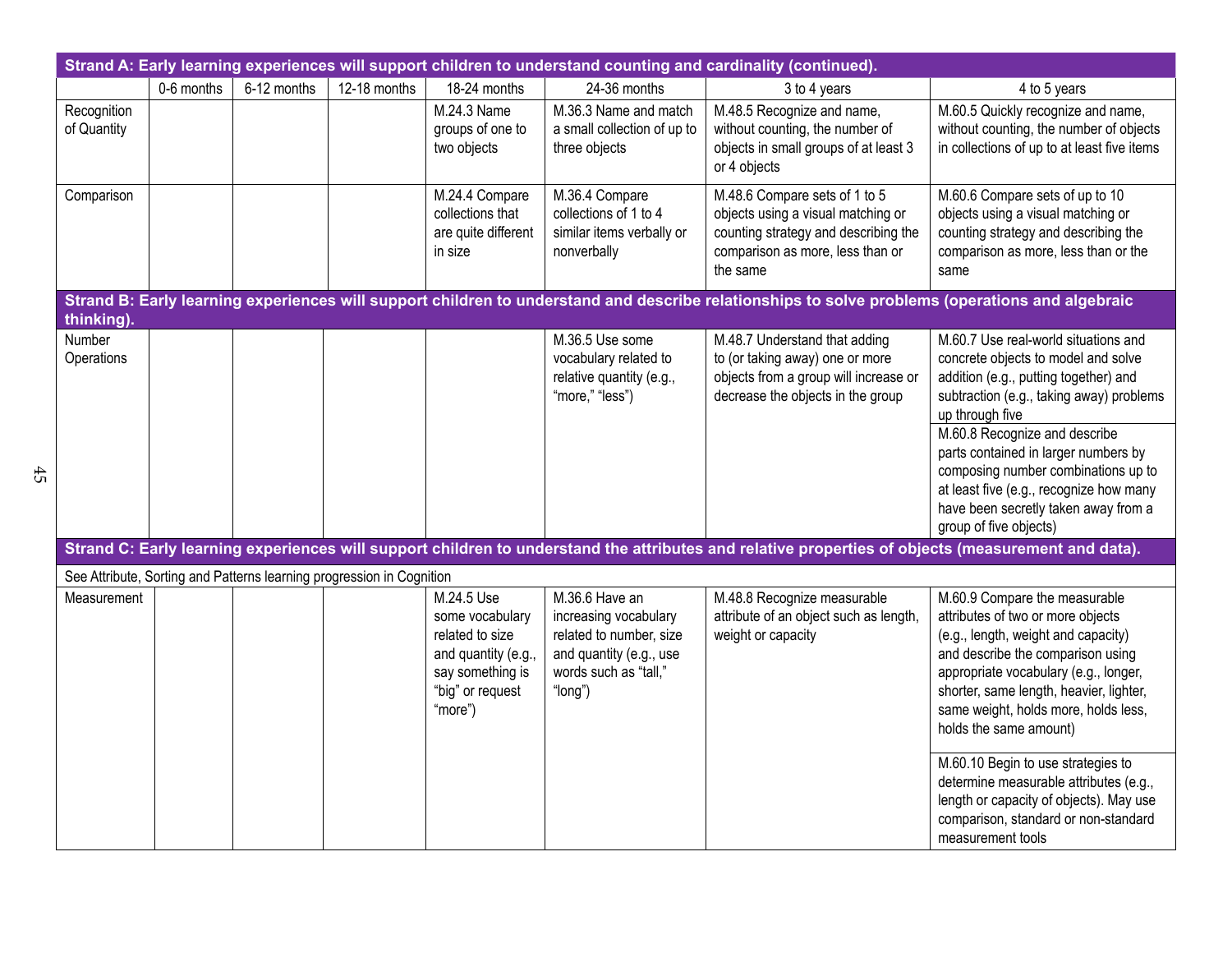| Strand A: Early learning experiences will support children to understand counting and cardinality (continued). | | | | | | | |
|---|---|---|---|---|---|---|---|
| | 0-6 months | 6-12 months | 12-18 months | 18-24 months | 24-36 months | 3 to 4 years | 4 to 5 years |
| Recognition of Quantity | | | | M.24.3 Name groups of one to two objects | M.36.3 Name and match a small collection of up to three objects | M.48.5 Recognize and name, without counting, the number of objects in small groups of at least 3 or 4 objects | M.60.5 Quickly recognize and name, without counting, the number of objects in collections of up to at least five items |
| Comparison | | | | M.24.4 Compare collections that are quite different in size | M.36.4 Compare collections of 1 to 4 similar items verbally or nonverbally | M.48.6 Compare sets of 1 to 5 objects using a visual matching or counting strategy and describing the comparison as more, less than or the same | M.60.6 Compare sets of up to 10 objects using a visual matching or counting strategy and describing the comparison as more, less than or the same |
| **Strand B: Early learning experiences will support children to understand and describe relationships to solve problems (operations and algebraic thinking).** | | | | | | | |
| Number Operations | | | | | M.36.5 Use some vocabulary related to relative quantity (e.g., "more," "less") | M.48.7 Understand that adding to (or taking away) one or more objects from a group will increase or decrease the objects in the group | M.60.7 Use real-world situations and concrete objects to model and solve addition (e.g., putting together) and subtraction (e.g., taking away) problems up through five |
| | | | | | | | M.60.8 Recognize and describe parts contained in larger numbers by composing number combinations up to at least five (e.g., recognize how many have been secretly taken away from a group of five objects) |
| **Strand C: Early learning experiences will support children to understand the attributes and relative properties of objects (measurement and data).** | | | | | | | |
| See Attribute, Sorting and Patterns learning progression in Cognition | | | | | | | |
| Measurement | | | | M.24.5 Use some vocabulary related to size and quantity (e.g., say something is "big" or request "more") | M.36.6 Have an increasing vocabulary related to number, size and quantity (e.g., use words such as "tall," "long") | M.48.8 Recognize measurable attribute of an object such as length, weight or capacity | M.60.9 Compare the measurable attributes of two or more objects (e.g., length, weight and capacity) and describe the comparison using appropriate vocabulary (e.g., longer, shorter, same length, heavier, lighter, same weight, holds more, holds less, holds the same amount) |
| | | | | | | | M.60.10 Begin to use strategies to determine measurable attributes (e.g., length or capacity of objects). May use comparison, standard or non-standard measurement tools |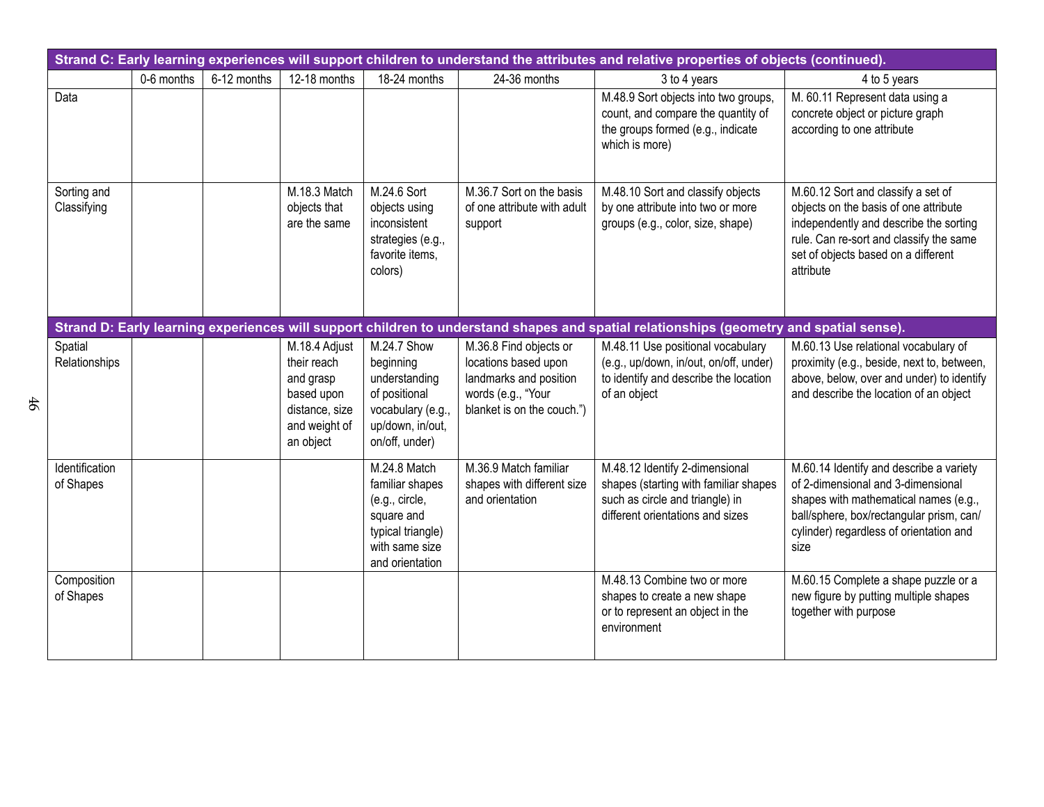| Strand C: Early learning experiences will support children to understand the attributes and relative properties of objects (continued). | | | | | | | |
|---|---|---|---|---|---|---|---|
| | 0-6 months | 6-12 months | 12-18 months | 18-24 months | 24-36 months | 3 to 4 years | 4 to 5 years |
| Data | | | | | | M.48.9 Sort objects into two groups, count, and compare the quantity of the groups formed (e.g., indicate which is more) | M. 60.11 Represent data using a concrete object or picture graph according to one attribute |
| Sorting and Classifying | | | M.18.3 Match objects that are the same | M.24.6 Sort objects using inconsistent strategies (e.g., favorite items, colors) | M.36.7 Sort on the basis of one attribute with adult support | M.48.10 Sort and classify objects by one attribute into two or more groups (e.g., color, size, shape) | M.60.12 Sort and classify a set of objects on the basis of one attribute independently and describe the sorting rule. Can re-sort and classify the same set of objects based on a different attribute |
| **Strand D: Early learning experiences will support children to understand shapes and spatial relationships (geometry and spatial sense).** | | | | | | | |
| Spatial Relationships | | | M.18.4 Adjust their reach and grasp based upon distance, size and weight of an object | M.24.7 Show beginning understanding of positional vocabulary (e.g., up/down, in/out, on/off, under) | M.36.8 Find objects or locations based upon landmarks and position words (e.g., "Your blanket is on the couch.") | M.48.11 Use positional vocabulary (e.g., up/down, in/out, on/off, under) to identify and describe the location of an object | M.60.13 Use relational vocabulary of proximity (e.g., beside, next to, between, above, below, over and under) to identify and describe the location of an object |
| Identification of Shapes | | | | M.24.8 Match familiar shapes (e.g., circle, square and typical triangle) with same size and orientation | M.36.9 Match familiar shapes with different size and orientation | M.48.12 Identify 2-dimensional shapes (starting with familiar shapes such as circle and triangle) in different orientations and sizes | M.60.14 Identify and describe a variety of 2-dimensional and 3-dimensional shapes with mathematical names (e.g., ball/sphere, box/rectangular prism, can/cylinder) regardless of orientation and size |
| Composition of Shapes | | | | | | M.48.13 Combine two or more shapes to create a new shape or to represent an object in the environment | M.60.15 Complete a shape puzzle or a new figure by putting multiple shapes together with purpose |